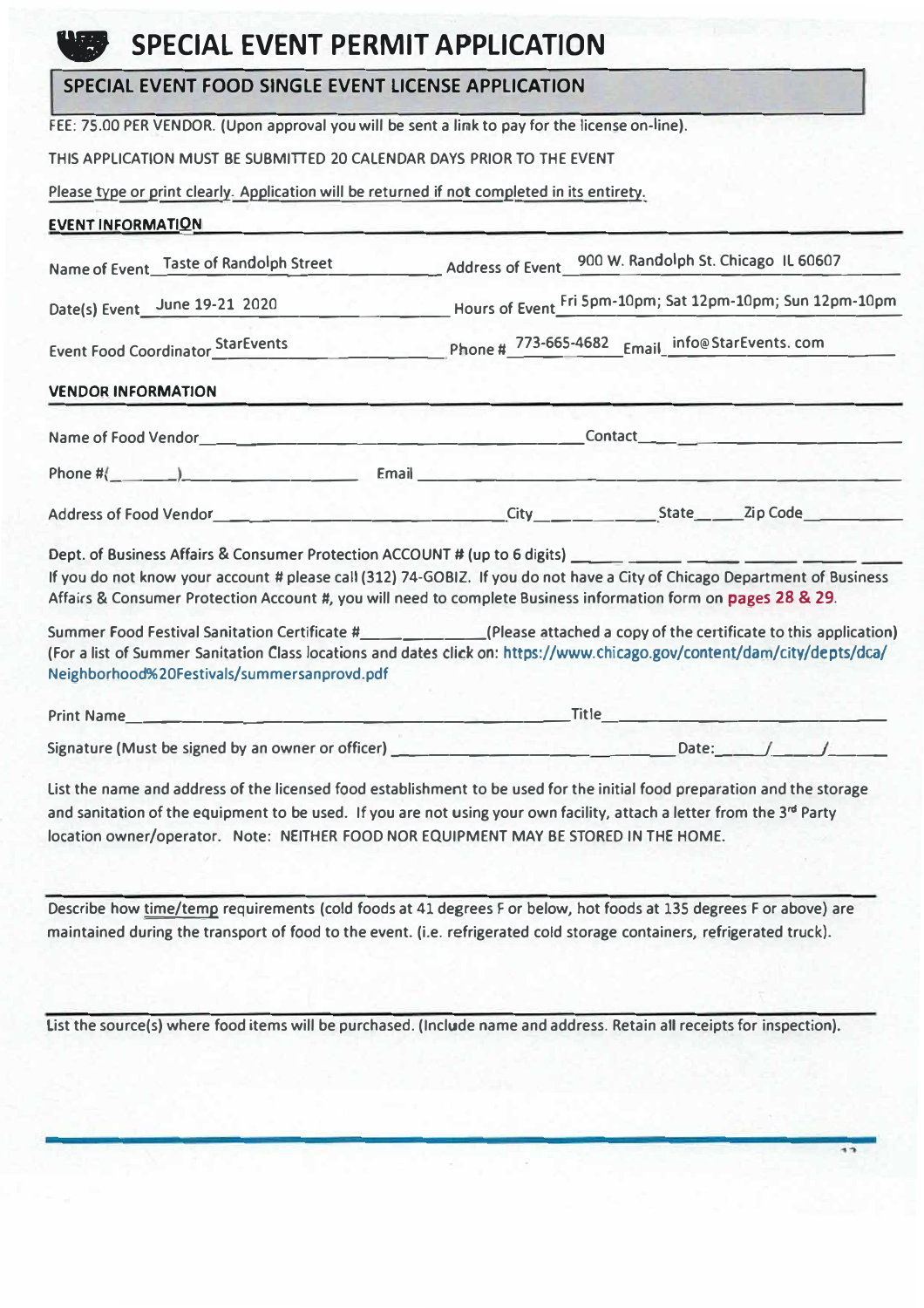# SPECIAL EVENT PERMIT APPLICATION

## SPECIAL EVENT FOOD SINGLE EVENT LICENSE APPLICATION

FEE: 75.00 PER VENDOR. (Upon approval you will be sent a link to pay for the license on-line).

THIS APPLICATION MUST BE SUBMITTED 20 CALENDAR DAYS PRIOR TO THE EVENT

Please type or print clearly. Application will be returned if not completed in its entirety.

### EVENT INFORMATION

Name of Event: Taste of Randolph Street

Address of Event: 900 W. Randolph St. Chicago IL 60607

Date(s) Event: June 19-21 2020

Hours of Event: Fri 5pm-10pm; Sat 12pm-10pm; Sun 12pm-10pm

Event Food Coordinator: StarEvents

Phone #: 773-665-4682

Email: info@StarEvents.com

### VENDOR INFORMATION

Name of Food Vendor: ____________________ Contact: ____________________

Phone #(_____)__________ Email: ____________________

Address of Food Vendor: ____________________ City: __________ State: _____ Zip Code: __________

Dept. of Business Affairs & Consumer Protection ACCOUNT # (up to 6 digits) ___ ___ ___ ___ ___ ___

If you do not know your account # please call (312) 74-GOBIZ. If you do not have a City of Chicago Department of Business Affairs & Consumer Protection Account #, you will need to complete Business information form on **pages 28 & 29**.

Summer Food Festival Sanitation Certificate #__________ (Please attached a copy of the certificate to this application)
(For a list of Summer Sanitation Class locations and dates click on: https://www.chicago.gov/content/dam/city/depts/dca/Neighborhood%20Festivals/summersanprovd.pdf

Print Name ____________________ Title ____________________

Signature (Must be signed by an owner or officer) ____________________ Date: ____/____/____

List the name and address of the licensed food establishment to be used for the initial food preparation and the storage and sanitation of the equipment to be used. If you are not using your own facility, attach a letter from the 3rd Party location owner/operator. Note: NEITHER FOOD NOR EQUIPMENT MAY BE STORED IN THE HOME.

______________________________________________________________________

Describe how time/temp requirements (cold foods at 41 degrees F or below, hot foods at 135 degrees F or above) are maintained during the transport of food to the event. (i.e. refrigerated cold storage containers, refrigerated truck).

______________________________________________________________________

List the source(s) where food items will be purchased. (Include name and address. Retain all receipts for inspection).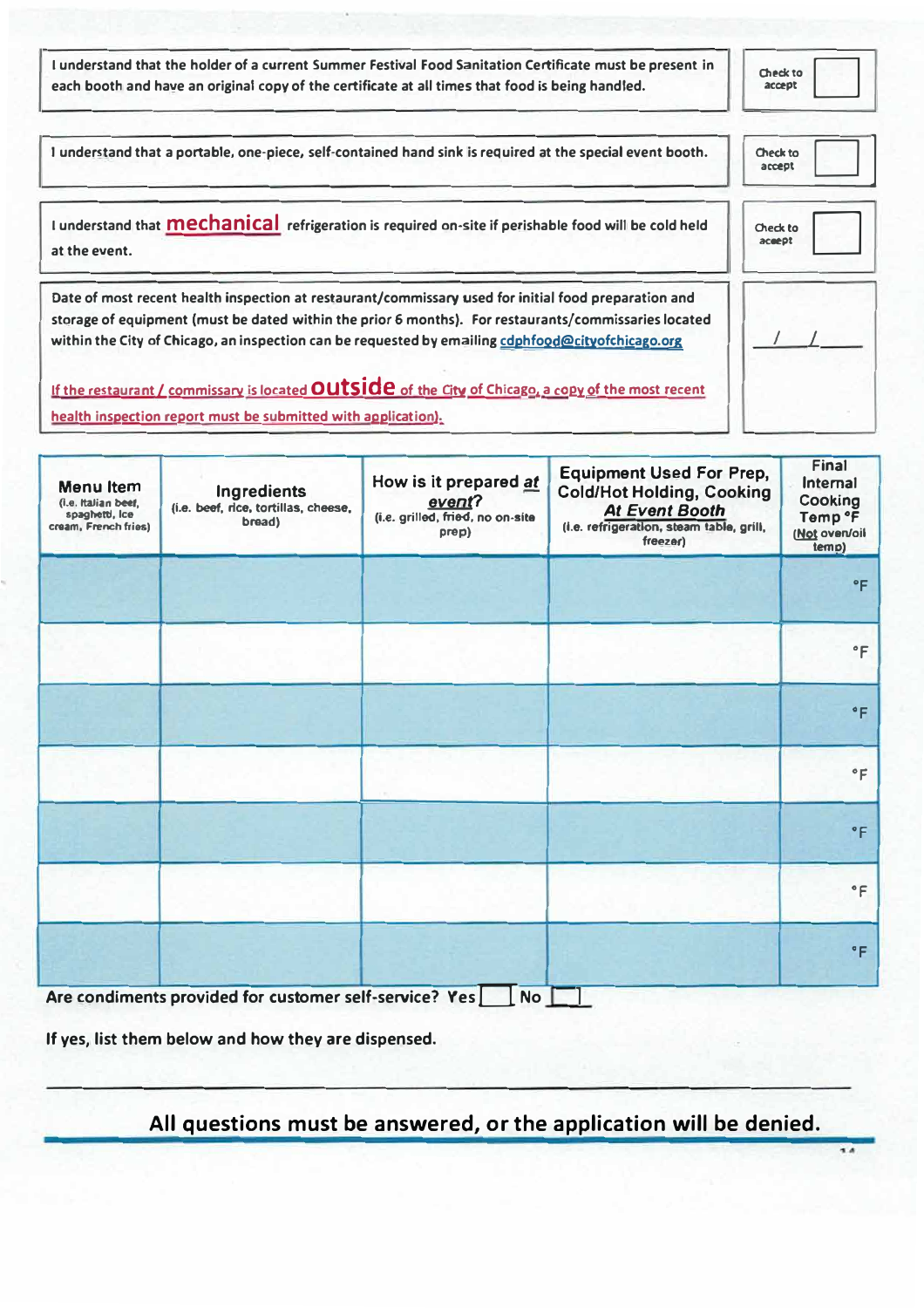| | |
|---|---|
| I understand that the holder of a current Summer Festival Food Sanitation Certificate must be present in each booth and have an original copy of the certificate at all times that food is being handled. | Check to accept ☐ |
| I understand that a portable, one-piece, self-contained hand sink is required at the special event booth. | Check to accept ☐ |
| I understand that **mechanical** refrigeration is required on-site if perishable food will be cold held at the event. | Check to accept ☐ |
| Date of most recent health inspection at restaurant/commissary used for initial food preparation and storage of equipment (must be dated within the prior 6 months). For restaurants/commissaries located within the City of Chicago, an inspection can be requested by emailing cdphfood@cityofchicago.org<br><br>If the restaurant / commissary is located **outside** of the City of Chicago, a copy of the most recent health inspection report must be submitted with application). | ___/___/___ |

| Menu Item (i.e. Italian beef, spaghetti, ice cream, French fries) | Ingredients (i.e. beef, rice, tortillas, cheese, bread) | How is it prepared ***at event***? (i.e. grilled, fried, no on-site prep) | Equipment Used For Prep, Cold/Hot Holding, Cooking ***At Event Booth*** (i.e. refrigeration, steam table, grill, freezer) | Final Internal Cooking Temp °F (Not oven/oil temp) |
|---|---|---|---|---|
| | | | | °F |
| | | | | °F |
| | | | | °F |
| | | | | °F |
| | | | | °F |
| | | | | °F |
| | | | | °F |

Are condiments provided for customer self-service? Yes ☐ No ☐

If yes, list them below and how they are dispensed.

______________________________________________________________________

**All questions must be answered, or the application will be denied.**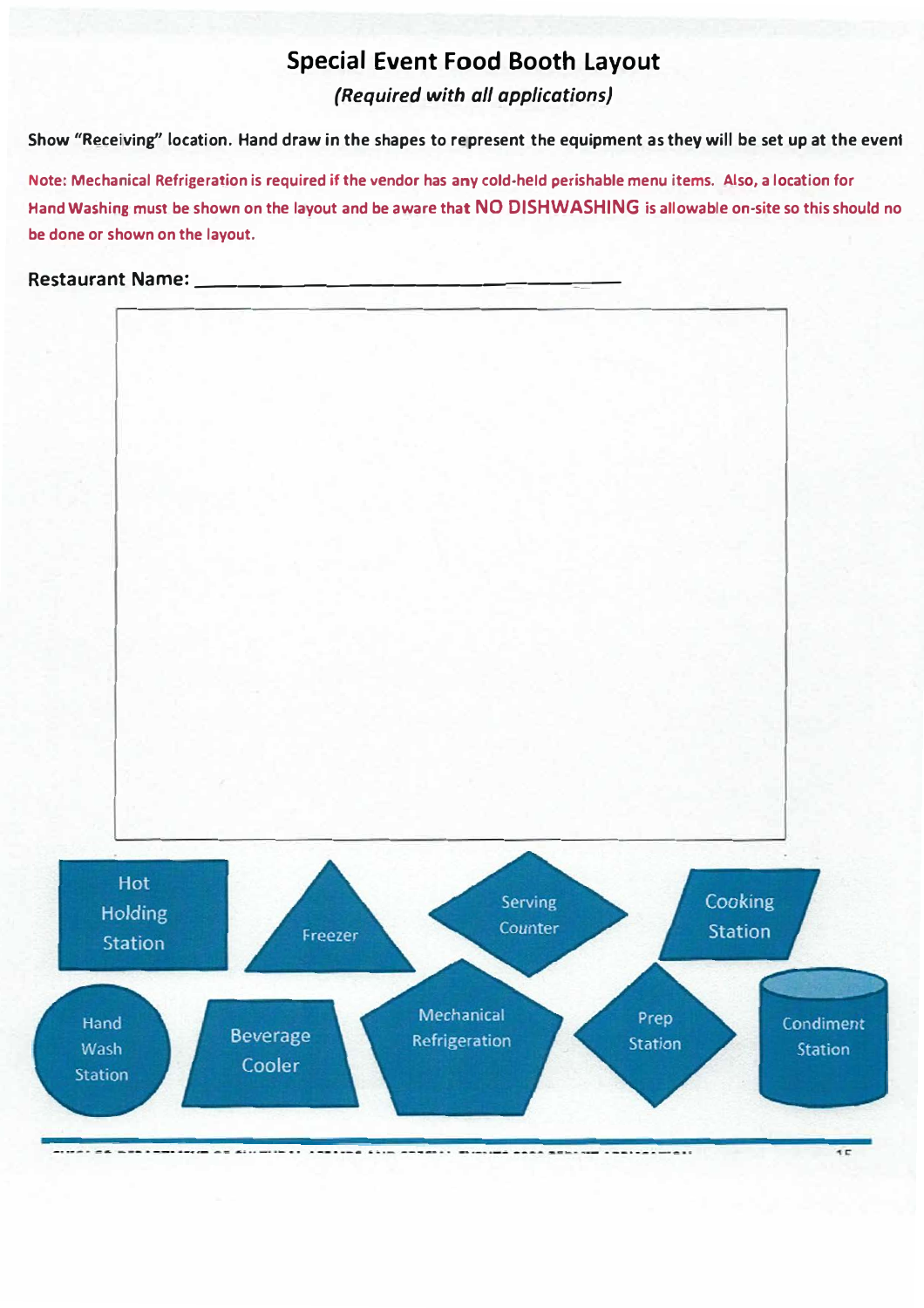# Special Event Food Booth Layout

*(Required with all applications)*

**Show "Receiving" location. Hand draw in the shapes to represent the equipment as they will be set up at the event**

**Note: Mechanical Refrigeration is required if the vendor has any cold-held perishable menu items. Also, a location for Hand Washing must be shown on the layout and be aware that NO DISHWASHING is allowable on-site so this should no be done or shown on the layout.**

**Restaurant Name:** ______________________________

Hot Holding Station

Freezer

Serving Counter

Cooking Station

Hand Wash Station

Beverage Cooler

Mechanical Refrigeration

Prep Station

Condiment Station